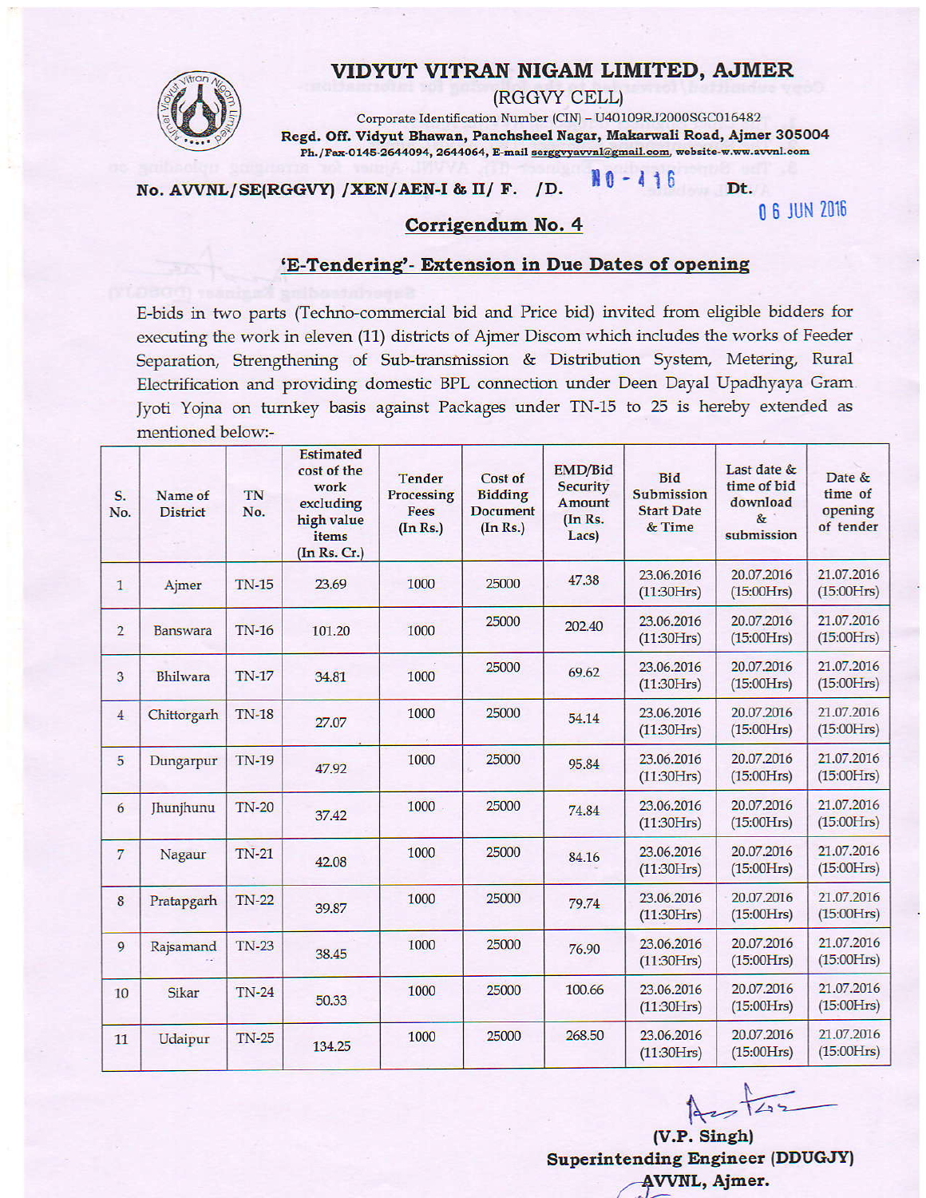# VIDYUT VITRAN NIGAM LIMITED, AJMER

(RGGVY CELL)

Corporate Identification Number (CIN) – U40109RJ2000SGC016482

**Regd. Off. Vidyut Bhawan, Panchsheel Nagar, Makarwali Road, Ajmer 305004**

Ph./Fax-0145-2644094, 2644064, E-mail serggvyavvnl@gmail.com, website-w.ww.avvnl.com

**No. AVVNL/SE(RGGVY) /XEN/AEN-I & II/ F. /D.** NO - 416 **Dt.** 06 JUN 2016

## Corrigendum No. 4

## 'E-Tendering'- Extension in Due Dates of opening

E-bids in two parts (Techno-commercial bid and Price bid) invited from eligible bidders for executing the work in eleven (11) districts of Ajmer Discom which includes the works of Feeder Separation, Strengthening of Sub-transmission & Distribution System, Metering, Rural Electrification and providing domestic BPL connection under Deen Dayal Upadhyaya Gram Jyoti Yojna on turnkey basis against Packages under TN-15 to 25 is hereby extended as mentioned below:-

| S. No. | Name of District | TN No. | Estimated cost of the work excluding high value items (In Rs. Cr.) | Tender Processing Fees (In Rs.) | Cost of Bidding Document (In Rs.) | EMD/Bid Security Amount (In Rs. Lacs) | Bid Submission Start Date & Time | Last date & time of bid download & submission | Date & time of opening of tender |
|---|---|---|---|---|---|---|---|---|---|
| 1 | Ajmer | TN-15 | 23.69 | 1000 | 25000 | 47.38 | 23.06.2016 (11:30Hrs) | 20.07.2016 (15:00Hrs) | 21.07.2016 (15:00Hrs) |
| 2 | Banswara | TN-16 | 101.20 | 1000 | 25000 | 202.40 | 23.06.2016 (11:30Hrs) | 20.07.2016 (15:00Hrs) | 21.07.2016 (15:00Hrs) |
| 3 | Bhilwara | TN-17 | 34.81 | 1000 | 25000 | 69.62 | 23.06.2016 (11:30Hrs) | 20.07.2016 (15:00Hrs) | 21.07.2016 (15:00Hrs) |
| 4 | Chittorgarh | TN-18 | 27.07 | 1000 | 25000 | 54.14 | 23.06.2016 (11:30Hrs) | 20.07.2016 (15:00Hrs) | 21.07.2016 (15:00Hrs) |
| 5 | Dungarpur | TN-19 | 47.92 | 1000 | 25000 | 95.84 | 23.06.2016 (11:30Hrs) | 20.07.2016 (15:00Hrs) | 21.07.2016 (15:00Hrs) |
| 6 | Jhunjhunu | TN-20 | 37.42 | 1000 | 25000 | 74.84 | 23.06.2016 (11:30Hrs) | 20.07.2016 (15:00Hrs) | 21.07.2016 (15:00Hrs) |
| 7 | Nagaur | TN-21 | 42.08 | 1000 | 25000 | 84.16 | 23.06.2016 (11:30Hrs) | 20.07.2016 (15:00Hrs) | 21.07.2016 (15:00Hrs) |
| 8 | Pratapgarh | TN-22 | 39.87 | 1000 | 25000 | 79.74 | 23.06.2016 (11:30Hrs) | 20.07.2016 (15:00Hrs) | 21.07.2016 (15:00Hrs) |
| 9 | Rajsamand | TN-23 | 38.45 | 1000 | 25000 | 76.90 | 23.06.2016 (11:30Hrs) | 20.07.2016 (15:00Hrs) | 21.07.2016 (15:00Hrs) |
| 10 | Sikar | TN-24 | 50.33 | 1000 | 25000 | 100.66 | 23.06.2016 (11:30Hrs) | 20.07.2016 (15:00Hrs) | 21.07.2016 (15:00Hrs) |
| 11 | Udaipur | TN-25 | 134.25 | 1000 | 25000 | 268.50 | 23.06.2016 (11:30Hrs) | 20.07.2016 (15:00Hrs) | 21.07.2016 (15:00Hrs) |

**(V.P. Singh)**
**Superintending Engineer (DDUGJY)**
**AVVNL, Ajmer.**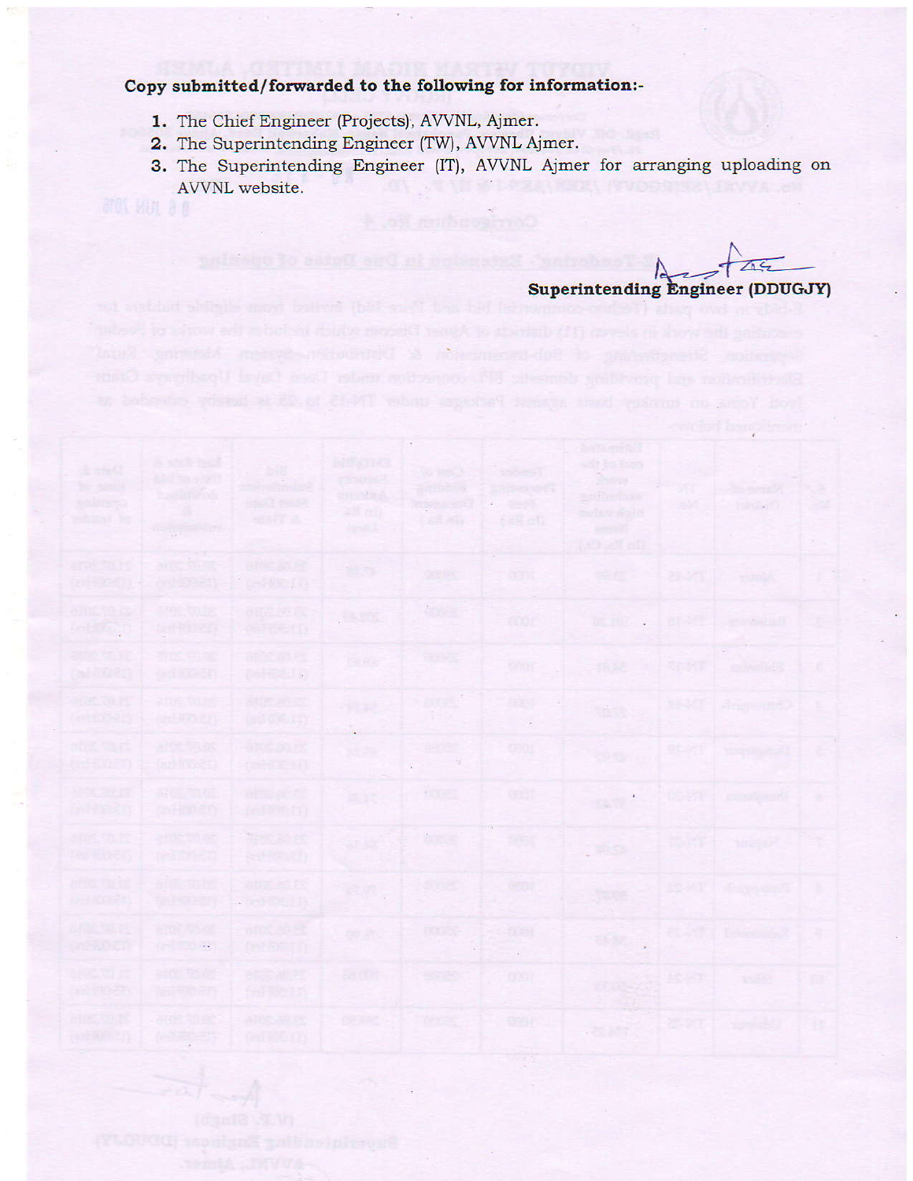**Copy submitted/forwarded to the following for information:-**

1. The Chief Engineer (Projects), AVVNL, Ajmer.
2. The Superintending Engineer (TW), AVVNL Ajmer.
3. The Superintending Engineer (IT), AVVNL Ajmer for arranging uploading on AVVNL website.

**Superintending Engineer (DDUGJY)**